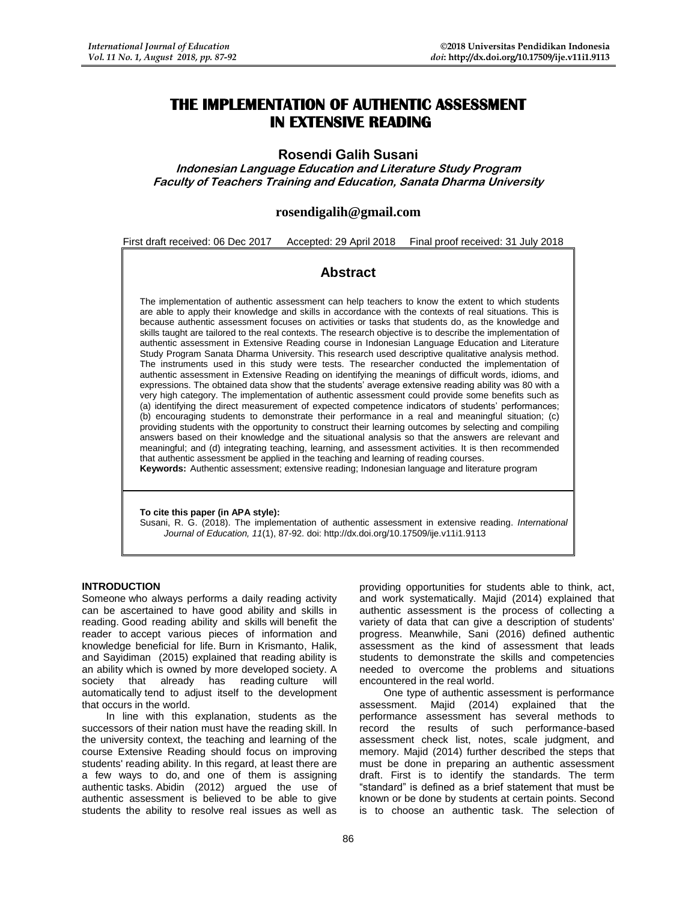# THE IMPLEMENTATION OF AUTHENTIC ASSESSMENT IN EXTENSIVE READING

**Rosendi Galih Susani**

***Indonesian Language Education and Literature Study Program***
***Faculty of Teachers Training and Education, Sanata Dharma University***

**rosendigalih@gmail.com**

First draft received: 06 Dec 2017 Accepted: 29 April 2018 Final proof received: 31 July 2018

## Abstract

The implementation of authentic assessment can help teachers to know the extent to which students are able to apply their knowledge and skills in accordance with the contexts of real situations. This is because authentic assessment focuses on activities or tasks that students do, as the knowledge and skills taught are tailored to the real contexts. The research objective is to describe the implementation of authentic assessment in Extensive Reading course in Indonesian Language Education and Literature Study Program Sanata Dharma University. This research used descriptive qualitative analysis method. The instruments used in this study were tests. The researcher conducted the implementation of authentic assessment in Extensive Reading on identifying the meanings of difficult words, idioms, and expressions. The obtained data show that the students' average extensive reading ability was 80 with a very high category. The implementation of authentic assessment could provide some benefits such as (a) identifying the direct measurement of expected competence indicators of students' performances; (b) encouraging students to demonstrate their performance in a real and meaningful situation; (c) providing students with the opportunity to construct their learning outcomes by selecting and compiling answers based on their knowledge and the situational analysis so that the answers are relevant and meaningful; and (d) integrating teaching, learning, and assessment activities. It is then recommended that authentic assessment be applied in the teaching and learning of reading courses.

**Keywords:** Authentic assessment; extensive reading; Indonesian language and literature program

**To cite this paper (in APA style):**
Susani, R. G. (2018). The implementation of authentic assessment in extensive reading. *International Journal of Education, 11*(1), 87-92. doi: http://dx.doi.org/10.17509/ije.v11i1.9113

## INTRODUCTION

Someone who always performs a daily reading activity can be ascertained to have good ability and skills in reading. Good reading ability and skills will benefit the reader to accept various pieces of information and knowledge beneficial for life. Burn in Krismanto, Halik, and Sayidiman (2015) explained that reading ability is an ability which is owned by more developed society. A society that already has reading culture will automatically tend to adjust itself to the development that occurs in the world.

In line with this explanation, students as the successors of their nation must have the reading skill. In the university context, the teaching and learning of the course Extensive Reading should focus on improving students' reading ability. In this regard, at least there are a few ways to do, and one of them is assigning authentic tasks. Abidin (2012) argued the use of authentic assessment is believed to be able to give students the ability to resolve real issues as well as providing opportunities for students able to think, act, and work systematically. Majid (2014) explained that authentic assessment is the process of collecting a variety of data that can give a description of students' progress. Meanwhile, Sani (2016) defined authentic assessment as the kind of assessment that leads students to demonstrate the skills and competencies needed to overcome the problems and situations encountered in the real world.

One type of authentic assessment is performance assessment. Majid (2014) explained that the performance assessment has several methods to record the results of such performance-based assessment check list, notes, scale judgment, and memory. Majid (2014) further described the steps that must be done in preparing an authentic assessment draft. First is to identify the standards. The term "standard" is defined as a brief statement that must be known or be done by students at certain points. Second is to choose an authentic task. The selection of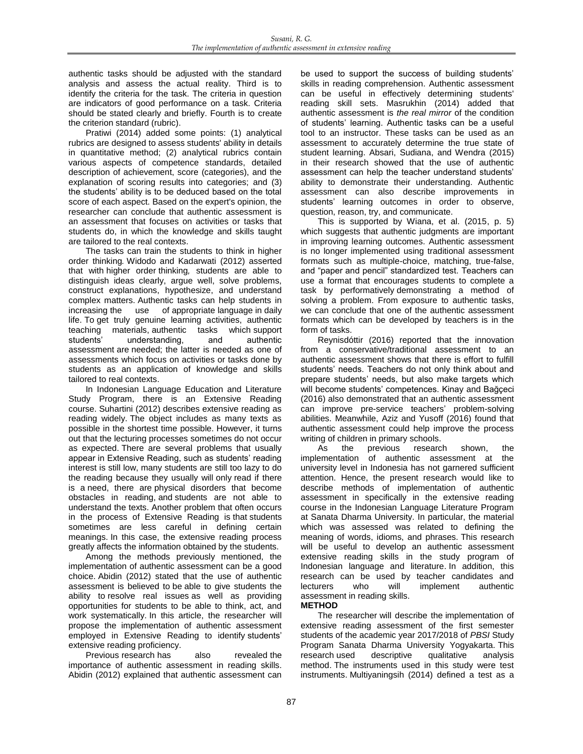authentic tasks should be adjusted with the standard analysis and assess the actual reality. Third is to identify the criteria for the task. The criteria in question are indicators of good performance on a task. Criteria should be stated clearly and briefly. Fourth is to create the criterion standard (rubric).

Pratiwi (2014) added some points: (1) analytical rubrics are designed to assess students' ability in details in quantitative method; (2) analytical rubrics contain various aspects of competence standards, detailed description of achievement, score (categories), and the explanation of scoring results into categories; and (3) the students' ability is to be deduced based on the total score of each aspect. Based on the expert's opinion, the researcher can conclude that authentic assessment is an assessment that focuses on activities or tasks that students do, in which the knowledge and skills taught are tailored to the real contexts.

The tasks can train the students to think in higher order thinking. Widodo and Kadarwati (2012) asserted that with higher order thinking, students are able to distinguish ideas clearly, argue well, solve problems, construct explanations, hypothesize, and understand complex matters. Authentic tasks can help students in increasing the use of appropriate language in daily life. To get truly genuine learning activities, authentic teaching materials, authentic tasks which support students' understanding, and authentic assessment are needed; the latter is needed as one of assessments which focus on activities or tasks done by students as an application of knowledge and skills tailored to real contexts.

In Indonesian Language Education and Literature Study Program, there is an Extensive Reading course. Suhartini (2012) describes extensive reading as reading widely. The object includes as many texts as possible in the shortest time possible. However, it turns out that the lecturing processes sometimes do not occur as expected. There are several problems that usually appear in Extensive Reading, such as students' reading interest is still low, many students are still too lazy to do the reading because they usually will only read if there is a need, there are physical disorders that become obstacles in reading, and students are not able to understand the texts. Another problem that often occurs in the process of Extensive Reading is that students sometimes are less careful in defining certain meanings. In this case, the extensive reading process greatly affects the information obtained by the students.

Among the methods previously mentioned, the implementation of authentic assessment can be a good choice. Abidin (2012) stated that the use of authentic assessment is believed to be able to give students the ability to resolve real issues as well as providing opportunities for students to be able to think, act, and work systematically. In this article, the researcher will propose the implementation of authentic assessment employed in Extensive Reading to identify students' extensive reading proficiency.

Previous research has also revealed the importance of authentic assessment in reading skills. Abidin (2012) explained that authentic assessment can be used to support the success of building students' skills in reading comprehension. Authentic assessment can be useful in effectively determining students' reading skill sets. Masrukhin (2014) added that authentic assessment is *the real mirror* of the condition of students' learning. Authentic tasks can be a useful tool to an instructor. These tasks can be used as an assessment to accurately determine the true state of student learning. Absari, Sudiana, and Wendra (2015) in their research showed that the use of authentic assessment can help the teacher understand students' ability to demonstrate their understanding. Authentic assessment can also describe improvements in students' learning outcomes in order to observe, question, reason, try, and communicate.

This is supported by Wiana, et al. (2015, p. 5) which suggests that authentic judgments are important in improving learning outcomes. Authentic assessment is no longer implemented using traditional assessment formats such as multiple-choice, matching, true-false, and "paper and pencil" standardized test. Teachers can use a format that encourages students to complete a task by performatively demonstrating a method of solving a problem. From exposure to authentic tasks, we can conclude that one of the authentic assessment formats which can be developed by teachers is in the form of tasks.

Reynisdóttir (2016) reported that the innovation from a conservative/traditional assessment to an authentic assessment shows that there is effort to fulfill students' needs. Teachers do not only think about and prepare students' needs, but also make targets which will become students' competences. Kinay and Bağçeci (2016) also demonstrated that an authentic assessment can improve pre-service teachers' problem-solving abilities. Meanwhile, Aziz and Yusoff (2016) found that authentic assessment could help improve the process writing of children in primary schools.

As the previous research shown, the implementation of authentic assessment at the university level in Indonesia has not garnered sufficient attention. Hence, the present research would like to describe methods of implementation of authentic assessment in specifically in the extensive reading course in the Indonesian Language Literature Program at Sanata Dharma University. In particular, the material which was assessed was related to defining the meaning of words, idioms, and phrases. This research will be useful to develop an authentic assessment extensive reading skills in the study program of Indonesian language and literature. In addition, this research can be used by teacher candidates and lecturers who will implement authentic assessment in reading skills.

## METHOD

The researcher will describe the implementation of extensive reading assessment of the first semester students of the academic year 2017/2018 of *PBSI* Study Program Sanata Dharma University Yogyakarta. This research used descriptive qualitative analysis method. The instruments used in this study were test instruments. Multiyaningsih (2014) defined a test as a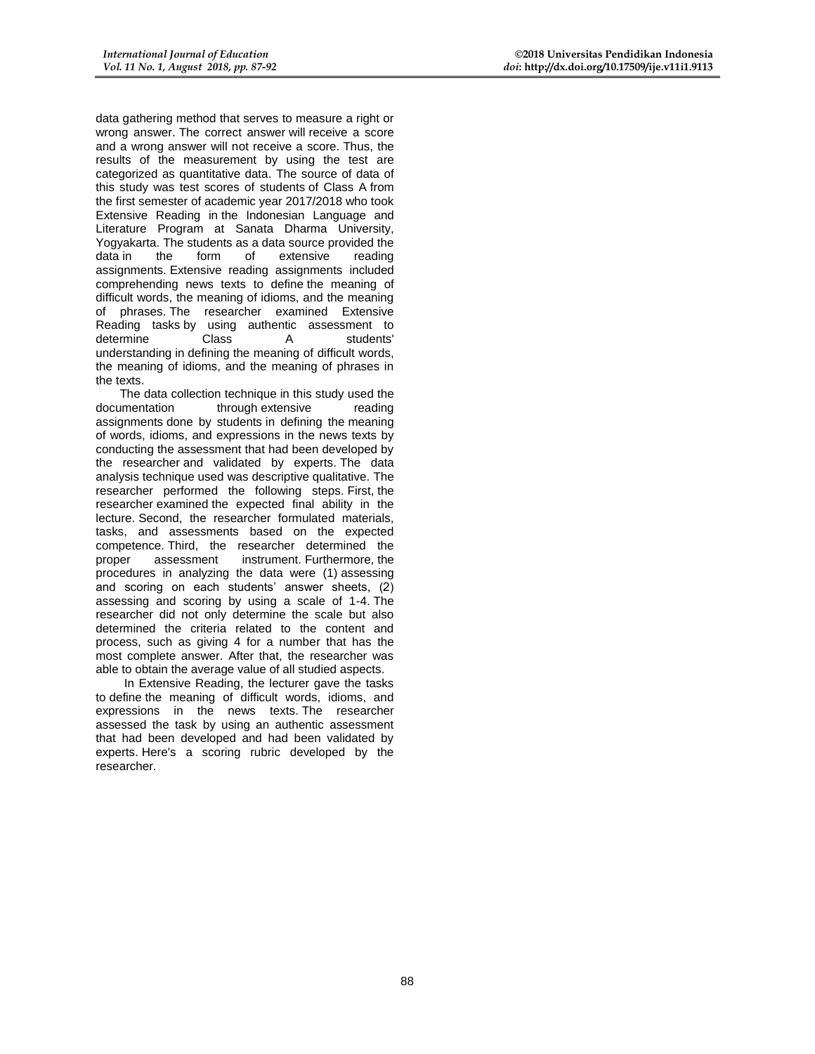data gathering method that serves to measure a right or wrong answer. The correct answer will receive a score and a wrong answer will not receive a score. Thus, the results of the measurement by using the test are categorized as quantitative data. The source of data of this study was test scores of students of Class A from the first semester of academic year 2017/2018 who took Extensive Reading in the Indonesian Language and Literature Program at Sanata Dharma University, Yogyakarta. The students as a data source provided the data in the form of extensive reading assignments. Extensive reading assignments included comprehending news texts to define the meaning of difficult words, the meaning of idioms, and the meaning of phrases. The researcher examined Extensive Reading tasks by using authentic assessment to determine Class A students' understanding in defining the meaning of difficult words, the meaning of idioms, and the meaning of phrases in the texts.

The data collection technique in this study used the documentation through extensive reading assignments done by students in defining the meaning of words, idioms, and expressions in the news texts by conducting the assessment that had been developed by the researcher and validated by experts. The data analysis technique used was descriptive qualitative. The researcher performed the following steps. First, the researcher examined the expected final ability in the lecture. Second, the researcher formulated materials, tasks, and assessments based on the expected competence. Third, the researcher determined the proper assessment instrument. Furthermore, the procedures in analyzing the data were (1) assessing and scoring on each students' answer sheets, (2) assessing and scoring by using a scale of 1-4. The researcher did not only determine the scale but also determined the criteria related to the content and process, such as giving 4 for a number that has the most complete answer. After that, the researcher was able to obtain the average value of all studied aspects.

In Extensive Reading, the lecturer gave the tasks to define the meaning of difficult words, idioms, and expressions in the news texts. The researcher assessed the task by using an authentic assessment that had been developed and had been validated by experts. Here's a scoring rubric developed by the researcher.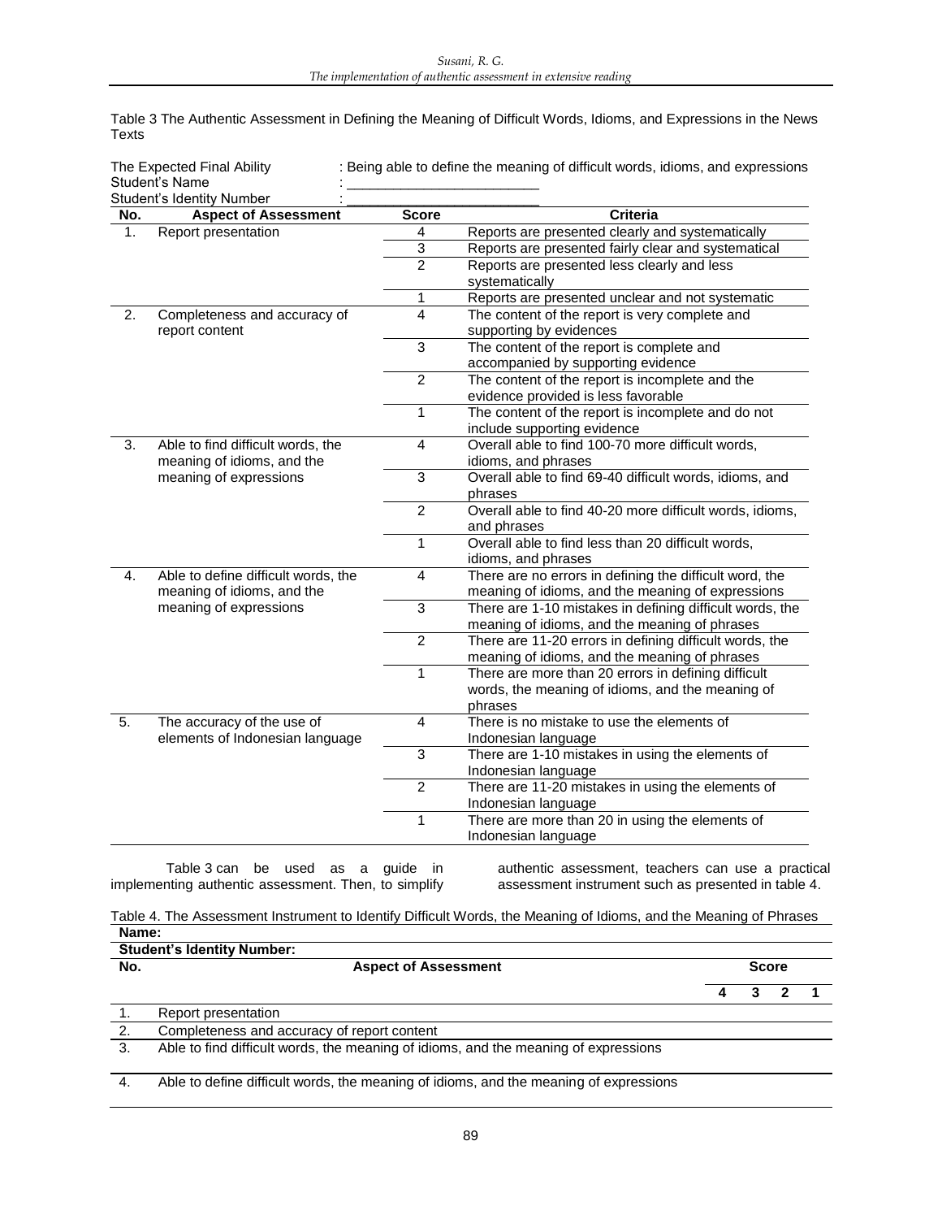Table 3 The Authentic Assessment in Defining the Meaning of Difficult Words, Idioms, and Expressions in the News Texts

The Expected Final Ability : Being able to define the meaning of difficult words, idioms, and expressions
Student's Name : ________________________
Student's Identity Number : ________________________

| No. | Aspect of Assessment | Score | Criteria |
|---|---|---|---|
| 1. | Report presentation | 4 | Reports are presented clearly and systematically |
| | | 3 | Reports are presented fairly clear and systematical |
| | | 2 | Reports are presented less clearly and less systematically |
| | | 1 | Reports are presented unclear and not systematic |
| 2. | Completeness and accuracy of report content | 4 | The content of the report is very complete and supporting by evidences |
| | | 3 | The content of the report is complete and accompanied by supporting evidence |
| | | 2 | The content of the report is incomplete and the evidence provided is less favorable |
| | | 1 | The content of the report is incomplete and do not include supporting evidence |
| 3. | Able to find difficult words, the meaning of idioms, and the meaning of expressions | 4 | Overall able to find 100-70 more difficult words, idioms, and phrases |
| | | 3 | Overall able to find 69-40 difficult words, idioms, and phrases |
| | | 2 | Overall able to find 40-20 more difficult words, idioms, and phrases |
| | | 1 | Overall able to find less than 20 difficult words, idioms, and phrases |
| 4. | Able to define difficult words, the meaning of idioms, and the meaning of expressions | 4 | There are no errors in defining the difficult word, the meaning of idioms, and the meaning of expressions |
| | | 3 | There are 1-10 mistakes in defining difficult words, the meaning of idioms, and the meaning of phrases |
| | | 2 | There are 11-20 errors in defining difficult words, the meaning of idioms, and the meaning of phrases |
| | | 1 | There are more than 20 errors in defining difficult words, the meaning of idioms, and the meaning of phrases |
| 5. | The accuracy of the use of elements of Indonesian language | 4 | There is no mistake to use the elements of Indonesian language |
| | | 3 | There are 1-10 mistakes in using the elements of Indonesian language |
| | | 2 | There are 11-20 mistakes in using the elements of Indonesian language |
| | | 1 | There are more than 20 in using the elements of Indonesian language |

Table 3 can be used as a guide in implementing authentic assessment. Then, to simplify authentic assessment, teachers can use a practical assessment instrument such as presented in table 4.

Table 4. The Assessment Instrument to Identify Difficult Words, the Meaning of Idioms, and the Meaning of Phrases

**Name:**

**Student's Identity Number:**

| **No.** | **Aspect of Assessment** | **Score** | | | |
|---|---|---|---|---|---|
| | | **4** | **3** | **2** | **1** |
| 1. | Report presentation | | | | |
| 2. | Completeness and accuracy of report content | | | | |
| 3. | Able to find difficult words, the meaning of idioms, and the meaning of expressions | | | | |
| 4. | Able to define difficult words, the meaning of idioms, and the meaning of expressions | | | | |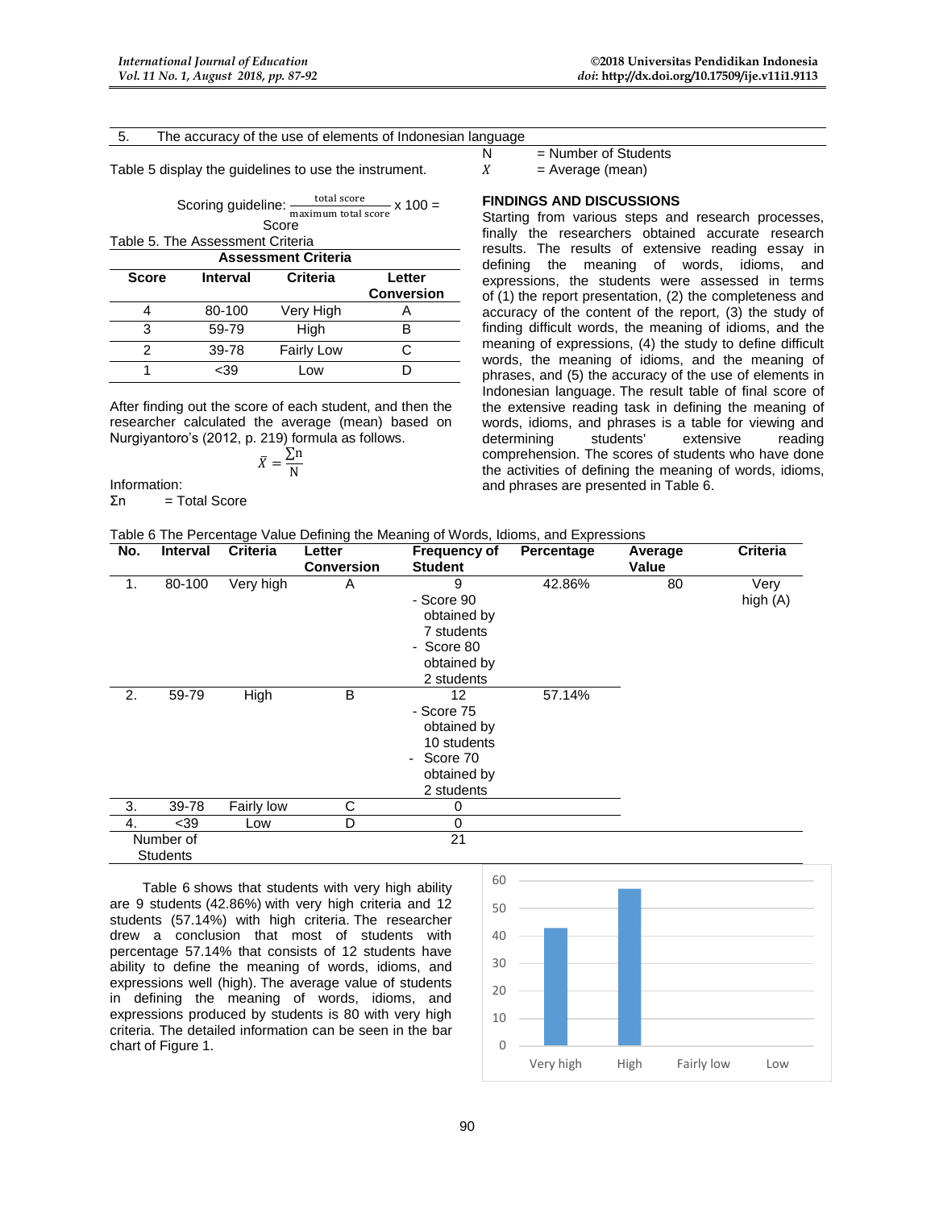| 5. | The accuracy of the use of elements of Indonesian language |
|---|---|

Table 5 display the guidelines to use the instrument.

$$\text{Scoring guideline: } \frac{\text{total score}}{\text{maximum total score}} \times 100 = \text{Score}$$

Table 5. The Assessment Criteria

| Score | Interval | Criteria | Letter Conversion |
|---|---|---|---|
| 4 | 80-100 | Very High | A |
| 3 | 59-79 | High | B |
| 2 | 39-78 | Fairly Low | C |
| 1 | <39 | Low | D |

After finding out the score of each student, and then the researcher calculated the average (mean) based on Nurgiyantoro's (2012, p. 219) formula as follows.

$$\bar{X} = \frac{\sum n}{N}$$

Information:

$\Sigma n$ = Total Score

N = Number of Students

$X$ = Average (mean)

## FINDINGS AND DISCUSSIONS

Starting from various steps and research processes, finally the researchers obtained accurate research results. The results of extensive reading essay in defining the meaning of words, idioms, and expressions, the students were assessed in terms of (1) the report presentation, (2) the completeness and accuracy of the content of the report, (3) the study of finding difficult words, the meaning of idioms, and the meaning of expressions, (4) the study to define difficult words, the meaning of idioms, and the meaning of phrases, and (5) the accuracy of the use of elements in Indonesian language. The result table of final score of the extensive reading task in defining the meaning of words, idioms, and phrases is a table for viewing and determining students' extensive reading comprehension. The scores of students who have done the activities of defining the meaning of words, idioms, and phrases are presented in Table 6.

Table 6 The Percentage Value Defining the Meaning of Words, Idioms, and Expressions

| No. | Interval | Criteria | Letter Conversion | Frequency of Student | Percentage | Average Value | Criteria |
|---|---|---|---|---|---|---|---|
| 1. | 80-100 | Very high | A | 9<br>- Score 90 obtained by 7 students<br>- Score 80 obtained by 2 students | 42.86% | 80 | Very high (A) |
| 2. | 59-79 | High | B | 12<br>- Score 75 obtained by 10 students<br>- Score 70 obtained by 2 students | 57.14% | | |
| 3. | 39-78 | Fairly low | C | 0 | | | |
| 4. | <39 | Low | D | 0 | | | |
| Number of Students | | | | 21 | | | |

Table 6 shows that students with very high ability are 9 students (42.86%) with very high criteria and 12 students (57.14%) with high criteria. The researcher drew a conclusion that most of students with percentage 57.14% that consists of 12 students have ability to define the meaning of words, idioms, and expressions well (high). The average value of students in defining the meaning of words, idioms, and expressions produced by students is 80 with very high criteria. The detailed information can be seen in the bar chart of Figure 1.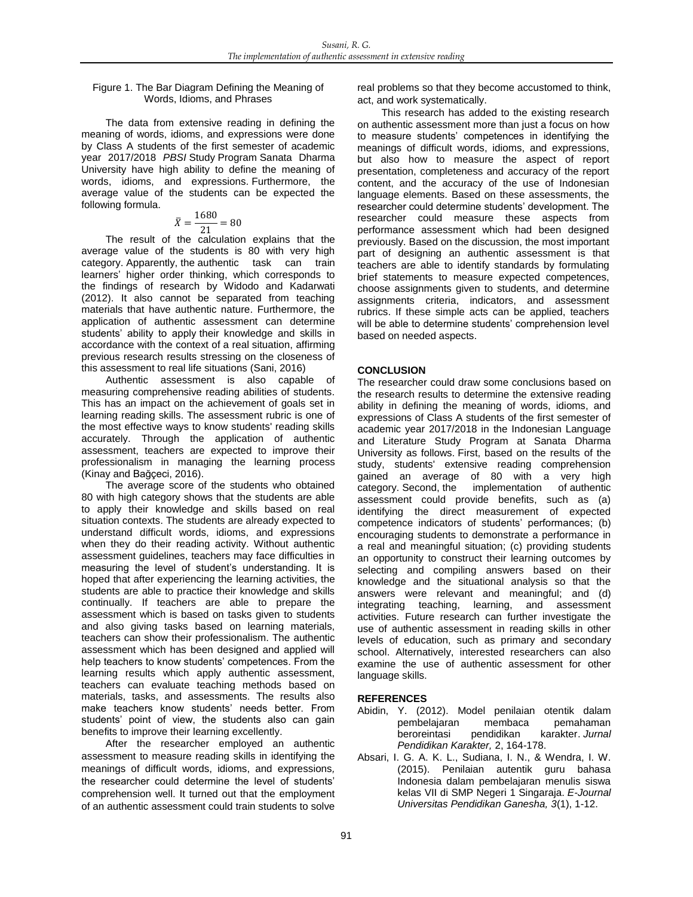Figure 1. The Bar Diagram Defining the Meaning of Words, Idioms, and Phrases

The data from extensive reading in defining the meaning of words, idioms, and expressions were done by Class A students of the first semester of academic year 2017/2018 *PBSI* Study Program Sanata Dharma University have high ability to define the meaning of words, idioms, and expressions. Furthermore, the average value of the students can be expected the following formula.

$$\bar{X} = \frac{1680}{21} = 80$$

The result of the calculation explains that the average value of the students is 80 with very high category. Apparently, the authentic task can train learners' higher order thinking, which corresponds to the findings of research by Widodo and Kadarwati (2012). It also cannot be separated from teaching materials that have authentic nature. Furthermore, the application of authentic assessment can determine students' ability to apply their knowledge and skills in accordance with the context of a real situation, affirming previous research results stressing on the closeness of this assessment to real life situations (Sani, 2016)

Authentic assessment is also capable of measuring comprehensive reading abilities of students. This has an impact on the achievement of goals set in learning reading skills. The assessment rubric is one of the most effective ways to know students' reading skills accurately. Through the application of authentic assessment, teachers are expected to improve their professionalism in managing the learning process (Kinay and Bağçeci, 2016).

The average score of the students who obtained 80 with high category shows that the students are able to apply their knowledge and skills based on real situation contexts. The students are already expected to understand difficult words, idioms, and expressions when they do their reading activity. Without authentic assessment guidelines, teachers may face difficulties in measuring the level of student's understanding. It is hoped that after experiencing the learning activities, the students are able to practice their knowledge and skills continually. If teachers are able to prepare the assessment which is based on tasks given to students and also giving tasks based on learning materials, teachers can show their professionalism. The authentic assessment which has been designed and applied will help teachers to know students' competences. From the learning results which apply authentic assessment, teachers can evaluate teaching methods based on materials, tasks, and assessments. The results also make teachers know students' needs better. From students' point of view, the students also can gain benefits to improve their learning excellently.

After the researcher employed an authentic assessment to measure reading skills in identifying the meanings of difficult words, idioms, and expressions, the researcher could determine the level of students' comprehension well. It turned out that the employment of an authentic assessment could train students to solve real problems so that they become accustomed to think, act, and work systematically.

This research has added to the existing research on authentic assessment more than just a focus on how to measure students' competences in identifying the meanings of difficult words, idioms, and expressions, but also how to measure the aspect of report presentation, completeness and accuracy of the report content, and the accuracy of the use of Indonesian language elements. Based on these assessments, the researcher could determine students' development. The researcher could measure these aspects from performance assessment which had been designed previously. Based on the discussion, the most important part of designing an authentic assessment is that teachers are able to identify standards by formulating brief statements to measure expected competences, choose assignments given to students, and determine assignments criteria, indicators, and assessment rubrics. If these simple acts can be applied, teachers will be able to determine students' comprehension level based on needed aspects.

## CONCLUSION

The researcher could draw some conclusions based on the research results to determine the extensive reading ability in defining the meaning of words, idioms, and expressions of Class A students of the first semester of academic year 2017/2018 in the Indonesian Language and Literature Study Program at Sanata Dharma University as follows. First, based on the results of the study, students' extensive reading comprehension gained an average of 80 with a very high category. Second, the implementation of authentic assessment could provide benefits, such as (a) identifying the direct measurement of expected competence indicators of students' performances; (b) encouraging students to demonstrate a performance in a real and meaningful situation; (c) providing students an opportunity to construct their learning outcomes by selecting and compiling answers based on their knowledge and the situational analysis so that the answers were relevant and meaningful; and (d) integrating teaching, learning, and assessment activities. Future research can further investigate the use of authentic assessment in reading skills in other levels of education, such as primary and secondary school. Alternatively, interested researchers can also examine the use of authentic assessment for other language skills.

## REFERENCES

Abidin, Y. (2012). Model penilaian otentik dalam pembelajaran membaca pemahaman beroreintasi pendidikan karakter. *Jurnal Pendidikan Karakter,* 2, 164-178.

Absari, I. G. A. K. L., Sudiana, I. N., & Wendra, I. W. (2015). Penilaian autentik guru bahasa Indonesia dalam pembelajaran menulis siswa kelas VII di SMP Negeri 1 Singaraja. *E-Journal Universitas Pendidikan Ganesha, 3*(1), 1-12.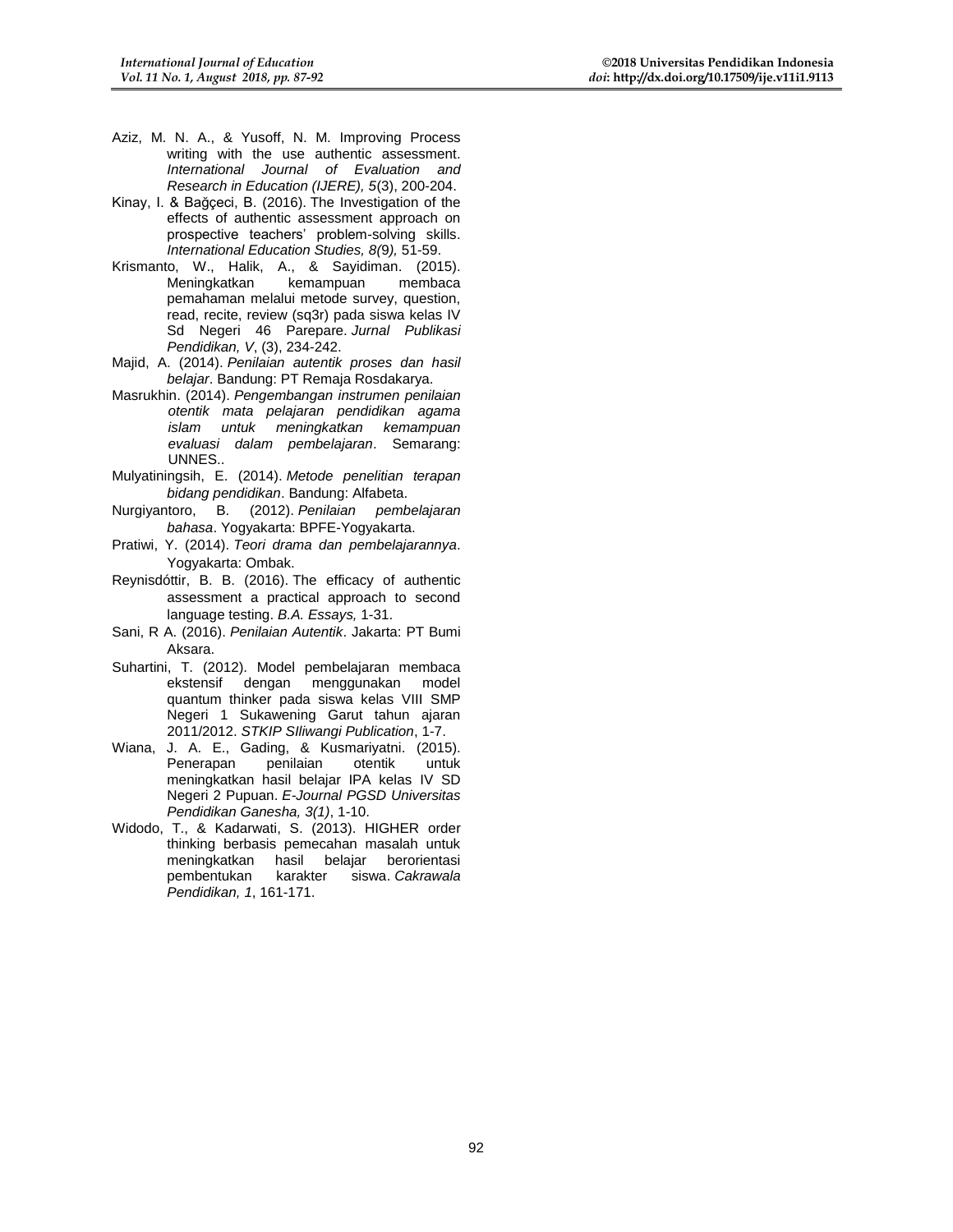Aziz, M. N. A., & Yusoff, N. M. Improving Process writing with the use authentic assessment. *International Journal of Evaluation and Research in Education (IJERE), 5*(3), 200-204.

Kinay, I. & Bağçeci, B. (2016). The Investigation of the effects of authentic assessment approach on prospective teachers' problem-solving skills. *International Education Studies, 8(*9*),* 51-59.

Krismanto, W., Halik, A., & Sayidiman. (2015). Meningkatkan kemampuan membaca pemahaman melalui metode survey, question, read, recite, review (sq3r) pada siswa kelas IV Sd Negeri 46 Parepare. *Jurnal Publikasi Pendidikan, V*, (3), 234-242.

Majid, A. (2014). *Penilaian autentik proses dan hasil belajar*. Bandung: PT Remaja Rosdakarya.

Masrukhin. (2014). *Pengembangan instrumen penilaian otentik mata pelajaran pendidikan agama islam untuk meningkatkan kemampuan evaluasi dalam pembelajaran*. Semarang: UNNES..

Mulyatiningsih, E. (2014). *Metode penelitian terapan bidang pendidikan*. Bandung: Alfabeta.

Nurgiyantoro, B. (2012). *Penilaian pembelajaran bahasa*. Yogyakarta: BPFE-Yogyakarta.

Pratiwi, Y. (2014). *Teori drama dan pembelajarannya*. Yogyakarta: Ombak.

Reynisdóttir, B. B. (2016). The efficacy of authentic assessment a practical approach to second language testing. *B.A. Essays,* 1-31.

Sani, R A. (2016). *Penilaian Autentik*. Jakarta: PT Bumi Aksara.

Suhartini, T. (2012). Model pembelajaran membaca ekstensif dengan menggunakan model quantum thinker pada siswa kelas VIII SMP Negeri 1 Sukawening Garut tahun ajaran 2011/2012. *STKIP SIliwangi Publication*, 1-7.

Wiana, J. A. E., Gading, & Kusmariyatni. (2015). Penerapan penilaian otentik untuk meningkatkan hasil belajar IPA kelas IV SD Negeri 2 Pupuan. *E-Journal PGSD Universitas Pendidikan Ganesha, 3(1)*, 1-10.

Widodo, T., & Kadarwati, S. (2013). HIGHER order thinking berbasis pemecahan masalah untuk meningkatkan hasil belajar berorientasi pembentukan karakter siswa. *Cakrawala Pendidikan, 1*, 161-171.